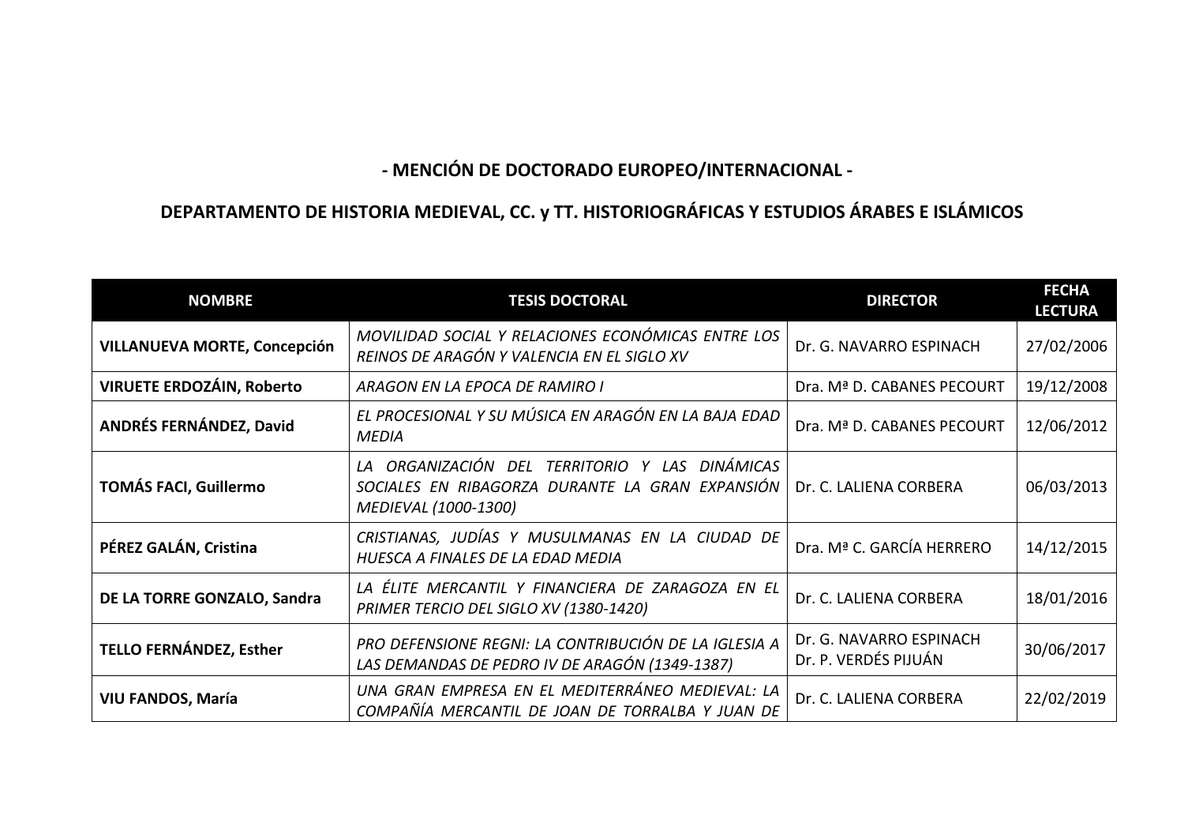## - MENCIÓN DE DOCTORADO EUROPEO/INTERNACIONAL -

## DEPARTAMENTO DE HISTORIA MEDIEVAL, CC. y TT. HISTORIOGRÁFICAS Y ESTUDIOS ÁRABES E ISLÁMICOS

| NOMBRE | TESIS DOCTORAL | DIRECTOR | FECHA LECTURA |
|---|---|---|---|
| **VILLANUEVA MORTE, Concepción** | *MOVILIDAD SOCIAL Y RELACIONES ECONÓMICAS ENTRE LOS REINOS DE ARAGÓN Y VALENCIA EN EL SIGLO XV* | Dr. G. NAVARRO ESPINACH | 27/02/2006 |
| **VIRUETE ERDOZÁIN, Roberto** | *ARAGON EN LA EPOCA DE RAMIRO I* | Dra. Mª D. CABANES PECOURT | 19/12/2008 |
| **ANDRÉS FERNÁNDEZ, David** | *EL PROCESIONAL Y SU MÚSICA EN ARAGÓN EN LA BAJA EDAD MEDIA* | Dra. Mª D. CABANES PECOURT | 12/06/2012 |
| **TOMÁS FACI, Guillermo** | *LA ORGANIZACIÓN DEL TERRITORIO Y LAS DINÁMICAS SOCIALES EN RIBAGORZA DURANTE LA GRAN EXPANSIÓN MEDIEVAL (1000-1300)* | Dr. C. LALIENA CORBERA | 06/03/2013 |
| **PÉREZ GALÁN, Cristina** | *CRISTIANAS, JUDÍAS Y MUSULMANAS EN LA CIUDAD DE HUESCA A FINALES DE LA EDAD MEDIA* | Dra. Mª C. GARCÍA HERRERO | 14/12/2015 |
| **DE LA TORRE GONZALO, Sandra** | *LA ÉLITE MERCANTIL Y FINANCIERA DE ZARAGOZA EN EL PRIMER TERCIO DEL SIGLO XV (1380-1420)* | Dr. C. LALIENA CORBERA | 18/01/2016 |
| **TELLO FERNÁNDEZ, Esther** | *PRO DEFENSIONE REGNI: LA CONTRIBUCIÓN DE LA IGLESIA A LAS DEMANDAS DE PEDRO IV DE ARAGÓN (1349-1387)* | Dr. G. NAVARRO ESPINACH<br>Dr. P. VERDÉS PIJUÁN | 30/06/2017 |
| **VIU FANDOS, María** | *UNA GRAN EMPRESA EN EL MEDITERRÁNEO MEDIEVAL: LA COMPAÑÍA MERCANTIL DE JOAN DE TORRALBA Y JUAN DE* | Dr. C. LALIENA CORBERA | 22/02/2019 |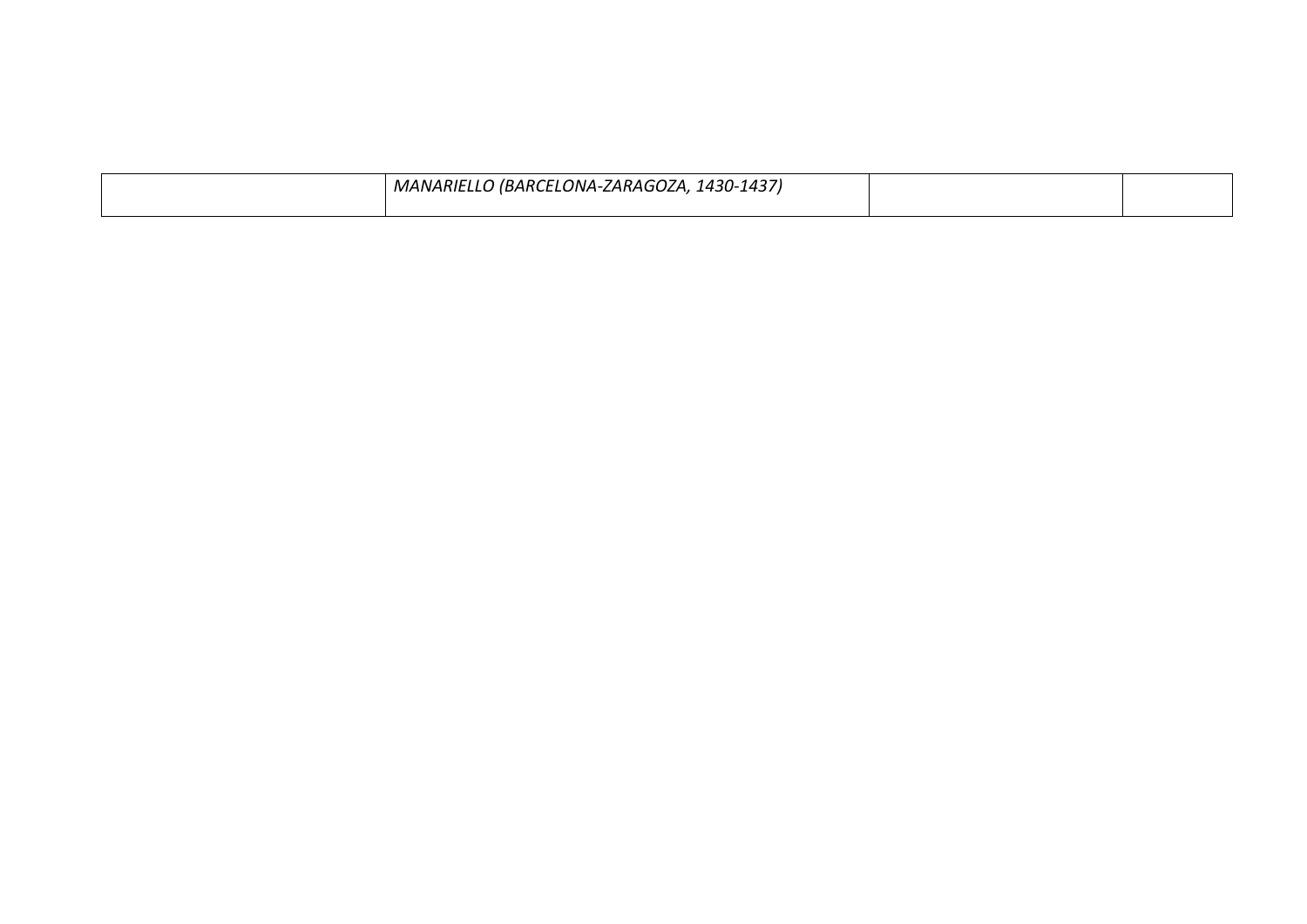| | | | |
|---|---|---|---|
| | *MANARIELLO (BARCELONA-ZARAGOZA, 1430-1437)* | | |